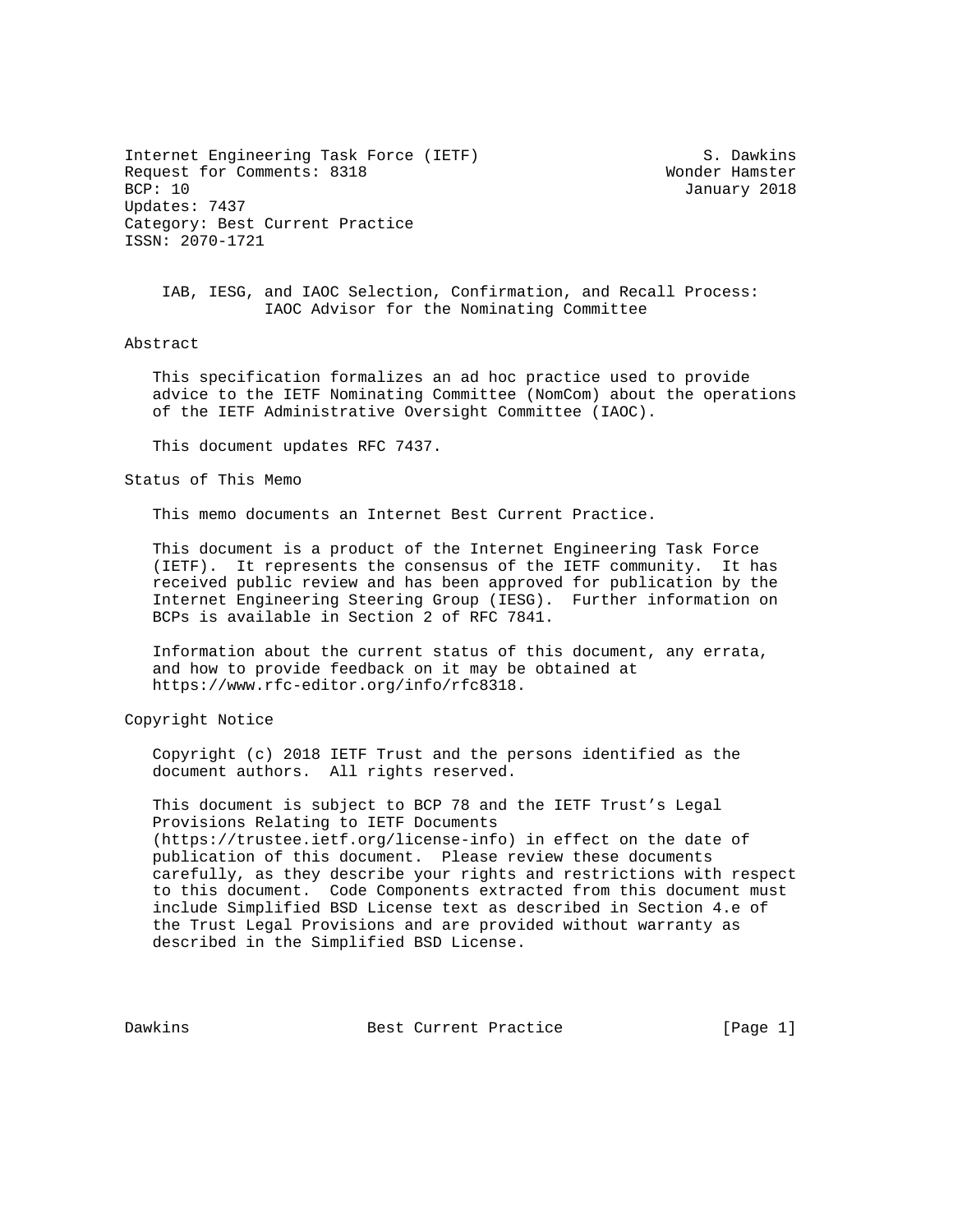Internet Engineering Task Force (IETF) S. Dawkins
Request for Comments: 8318 Wonder Hamster
BCP: 10 January 2018
Updates: 7437
Category: Best Current Practice
ISSN: 2070-1721

# IAB, IESG, and IAOC Selection, Confirmation, and Recall Process: IAOC Advisor for the Nominating Committee

## Abstract

This specification formalizes an ad hoc practice used to provide advice to the IETF Nominating Committee (NomCom) about the operations of the IETF Administrative Oversight Committee (IAOC).

This document updates RFC 7437.

## Status of This Memo

This memo documents an Internet Best Current Practice.

This document is a product of the Internet Engineering Task Force (IETF). It represents the consensus of the IETF community. It has received public review and has been approved for publication by the Internet Engineering Steering Group (IESG). Further information on BCPs is available in Section 2 of RFC 7841.

Information about the current status of this document, any errata, and how to provide feedback on it may be obtained at https://www.rfc-editor.org/info/rfc8318.

## Copyright Notice

Copyright (c) 2018 IETF Trust and the persons identified as the document authors. All rights reserved.

This document is subject to BCP 78 and the IETF Trust's Legal Provisions Relating to IETF Documents (https://trustee.ietf.org/license-info) in effect on the date of publication of this document. Please review these documents carefully, as they describe your rights and restrictions with respect to this document. Code Components extracted from this document must include Simplified BSD License text as described in Section 4.e of the Trust Legal Provisions and are provided without warranty as described in the Simplified BSD License.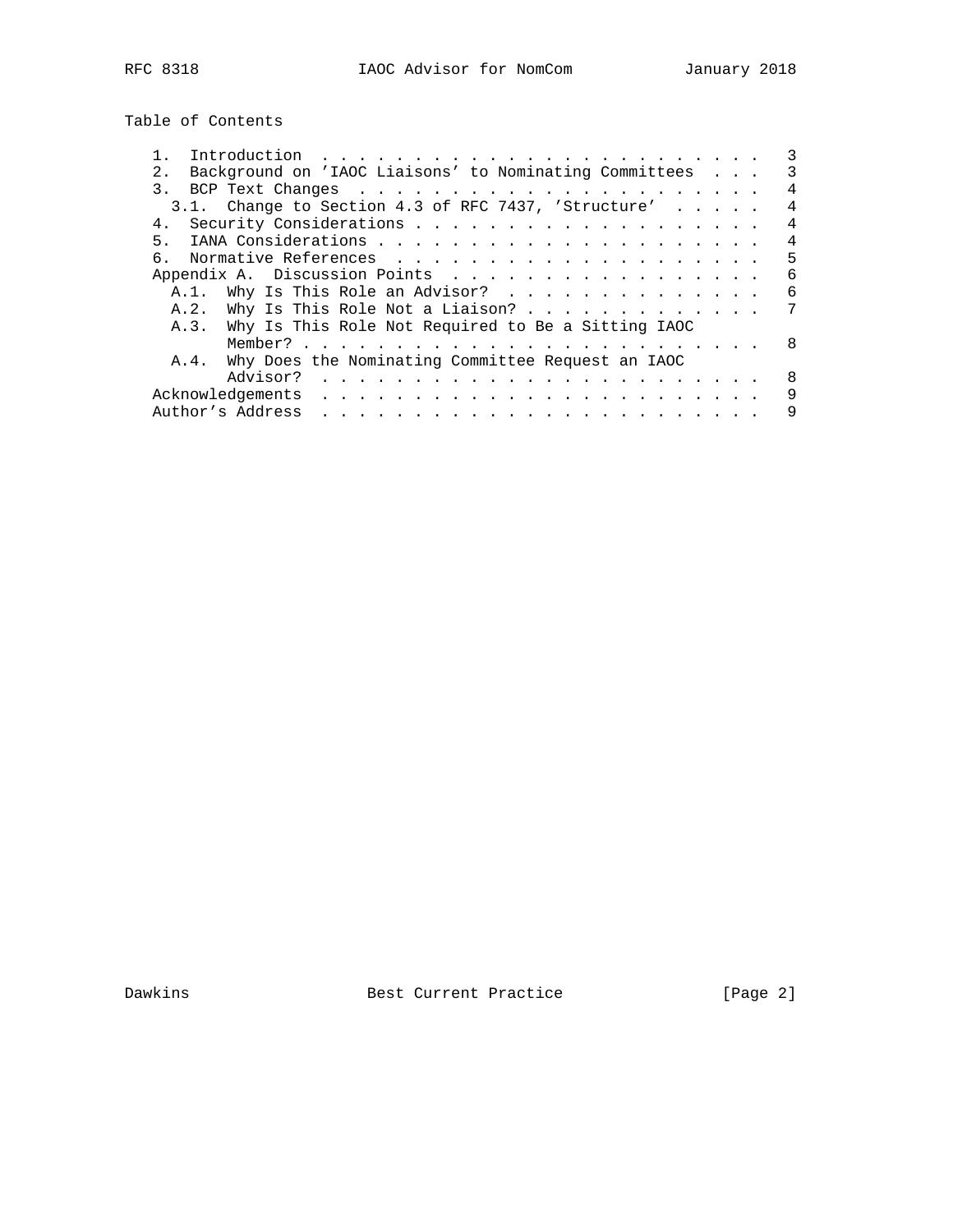# Table of Contents

```
   1.  Introduction . . . . . . . . . . . . . . . . . . . . . . . .   3
   2.  Background on 'IAOC Liaisons' to Nominating Committees  . . .   3
   3.  BCP Text Changes  . . . . . . . . . . . . . . . . . . . . . .   4
     3.1.  Change to Section 4.3 of RFC 7437, 'Structure'  . . . . .   4
   4.  Security Considerations . . . . . . . . . . . . . . . . . . .   4
   5.  IANA Considerations . . . . . . . . . . . . . . . . . . . . .   4
   6.  Normative References  . . . . . . . . . . . . . . . . . . . .   5
   Appendix A.  Discussion Points  . . . . . . . . . . . . . . . . .   6
     A.1.  Why Is This Role an Advisor?  . . . . . . . . . . . . . .   6
     A.2.  Why Is This Role Not a Liaison? . . . . . . . . . . . . .   7
     A.3.  Why Is This Role Not Required to Be a Sitting IAOC
           Member? . . . . . . . . . . . . . . . . . . . . . . . . .   8
     A.4.  Why Does the Nominating Committee Request an IAOC
           Advisor?  . . . . . . . . . . . . . . . . . . . . . . . .   8
   Acknowledgements  . . . . . . . . . . . . . . . . . . . . . . . .   9
   Author's Address  . . . . . . . . . . . . . . . . . . . . . . . .   9
```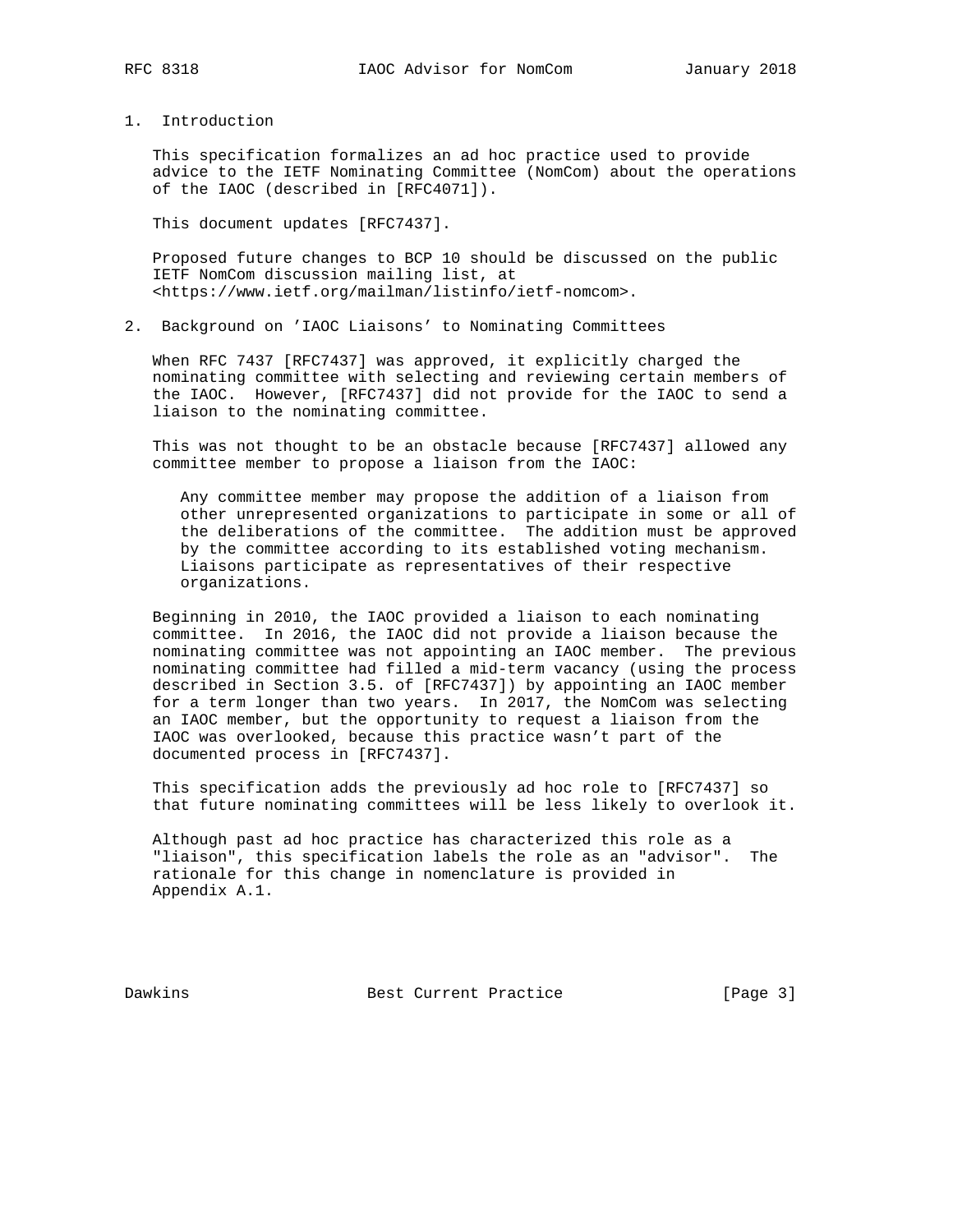## 1. Introduction

This specification formalizes an ad hoc practice used to provide advice to the IETF Nominating Committee (NomCom) about the operations of the IAOC (described in [RFC4071]).

This document updates [RFC7437].

Proposed future changes to BCP 10 should be discussed on the public IETF NomCom discussion mailing list, at <https://www.ietf.org/mailman/listinfo/ietf-nomcom>.

## 2. Background on 'IAOC Liaisons' to Nominating Committees

When RFC 7437 [RFC7437] was approved, it explicitly charged the nominating committee with selecting and reviewing certain members of the IAOC. However, [RFC7437] did not provide for the IAOC to send a liaison to the nominating committee.

This was not thought to be an obstacle because [RFC7437] allowed any committee member to propose a liaison from the IAOC:

> Any committee member may propose the addition of a liaison from other unrepresented organizations to participate in some or all of the deliberations of the committee. The addition must be approved by the committee according to its established voting mechanism. Liaisons participate as representatives of their respective organizations.

Beginning in 2010, the IAOC provided a liaison to each nominating committee. In 2016, the IAOC did not provide a liaison because the nominating committee was not appointing an IAOC member. The previous nominating committee had filled a mid-term vacancy (using the process described in Section 3.5. of [RFC7437]) by appointing an IAOC member for a term longer than two years. In 2017, the NomCom was selecting an IAOC member, but the opportunity to request a liaison from the IAOC was overlooked, because this practice wasn't part of the documented process in [RFC7437].

This specification adds the previously ad hoc role to [RFC7437] so that future nominating committees will be less likely to overlook it.

Although past ad hoc practice has characterized this role as a "liaison", this specification labels the role as an "advisor". The rationale for this change in nomenclature is provided in Appendix A.1.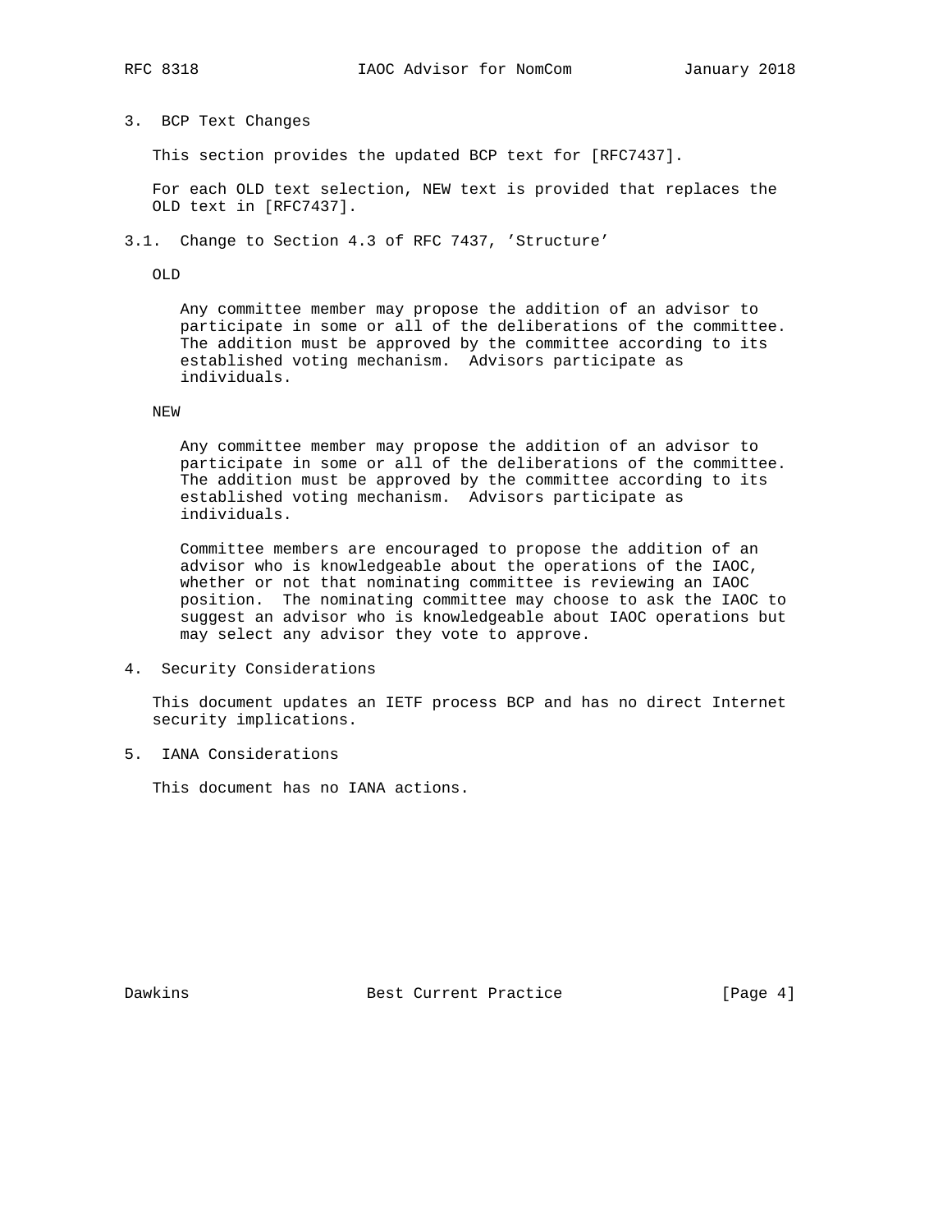## 3. BCP Text Changes

This section provides the updated BCP text for [RFC7437].

For each OLD text selection, NEW text is provided that replaces the OLD text in [RFC7437].

### 3.1. Change to Section 4.3 of RFC 7437, 'Structure'

OLD

> Any committee member may propose the addition of an advisor to participate in some or all of the deliberations of the committee. The addition must be approved by the committee according to its established voting mechanism. Advisors participate as individuals.

NEW

> Any committee member may propose the addition of an advisor to participate in some or all of the deliberations of the committee. The addition must be approved by the committee according to its established voting mechanism. Advisors participate as individuals.
>
> Committee members are encouraged to propose the addition of an advisor who is knowledgeable about the operations of the IAOC, whether or not that nominating committee is reviewing an IAOC position. The nominating committee may choose to ask the IAOC to suggest an advisor who is knowledgeable about IAOC operations but may select any advisor they vote to approve.

## 4. Security Considerations

This document updates an IETF process BCP and has no direct Internet security implications.

## 5. IANA Considerations

This document has no IANA actions.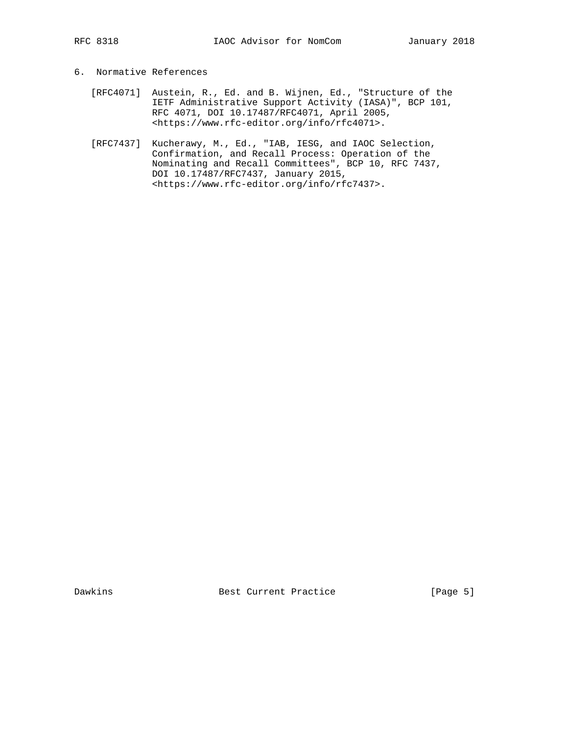## 6. Normative References

[RFC4071] Austein, R., Ed. and B. Wijnen, Ed., "Structure of the IETF Administrative Support Activity (IASA)", BCP 101, RFC 4071, DOI 10.17487/RFC4071, April 2005, <https://www.rfc-editor.org/info/rfc4071>.

[RFC7437] Kucherawy, M., Ed., "IAB, IESG, and IAOC Selection, Confirmation, and Recall Process: Operation of the Nominating and Recall Committees", BCP 10, RFC 7437, DOI 10.17487/RFC7437, January 2015, <https://www.rfc-editor.org/info/rfc7437>.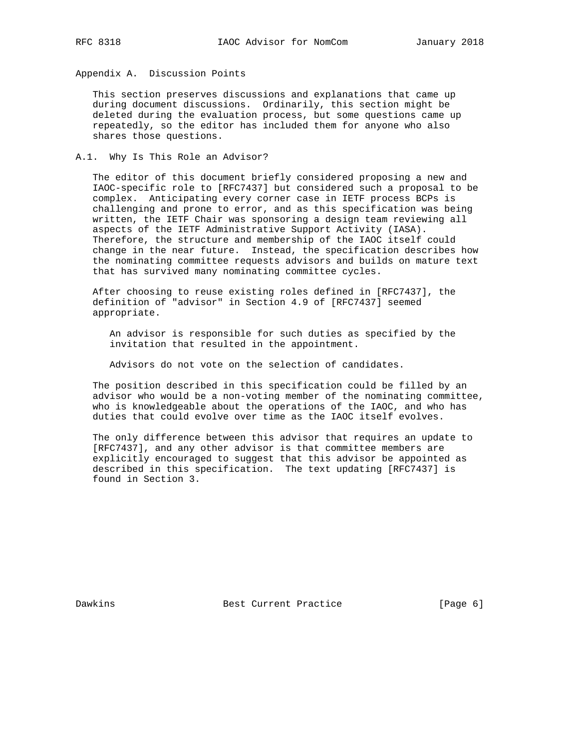# Appendix A. Discussion Points

This section preserves discussions and explanations that came up during document discussions. Ordinarily, this section might be deleted during the evaluation process, but some questions came up repeatedly, so the editor has included them for anyone who also shares those questions.

## A.1. Why Is This Role an Advisor?

The editor of this document briefly considered proposing a new and IAOC-specific role to [RFC7437] but considered such a proposal to be complex. Anticipating every corner case in IETF process BCPs is challenging and prone to error, and as this specification was being written, the IETF Chair was sponsoring a design team reviewing all aspects of the IETF Administrative Support Activity (IASA). Therefore, the structure and membership of the IAOC itself could change in the near future. Instead, the specification describes how the nominating committee requests advisors and builds on mature text that has survived many nominating committee cycles.

After choosing to reuse existing roles defined in [RFC7437], the definition of "advisor" in Section 4.9 of [RFC7437] seemed appropriate.

> An advisor is responsible for such duties as specified by the invitation that resulted in the appointment.
>
> Advisors do not vote on the selection of candidates.

The position described in this specification could be filled by an advisor who would be a non-voting member of the nominating committee, who is knowledgeable about the operations of the IAOC, and who has duties that could evolve over time as the IAOC itself evolves.

The only difference between this advisor that requires an update to [RFC7437], and any other advisor is that committee members are explicitly encouraged to suggest that this advisor be appointed as described in this specification. The text updating [RFC7437] is found in Section 3.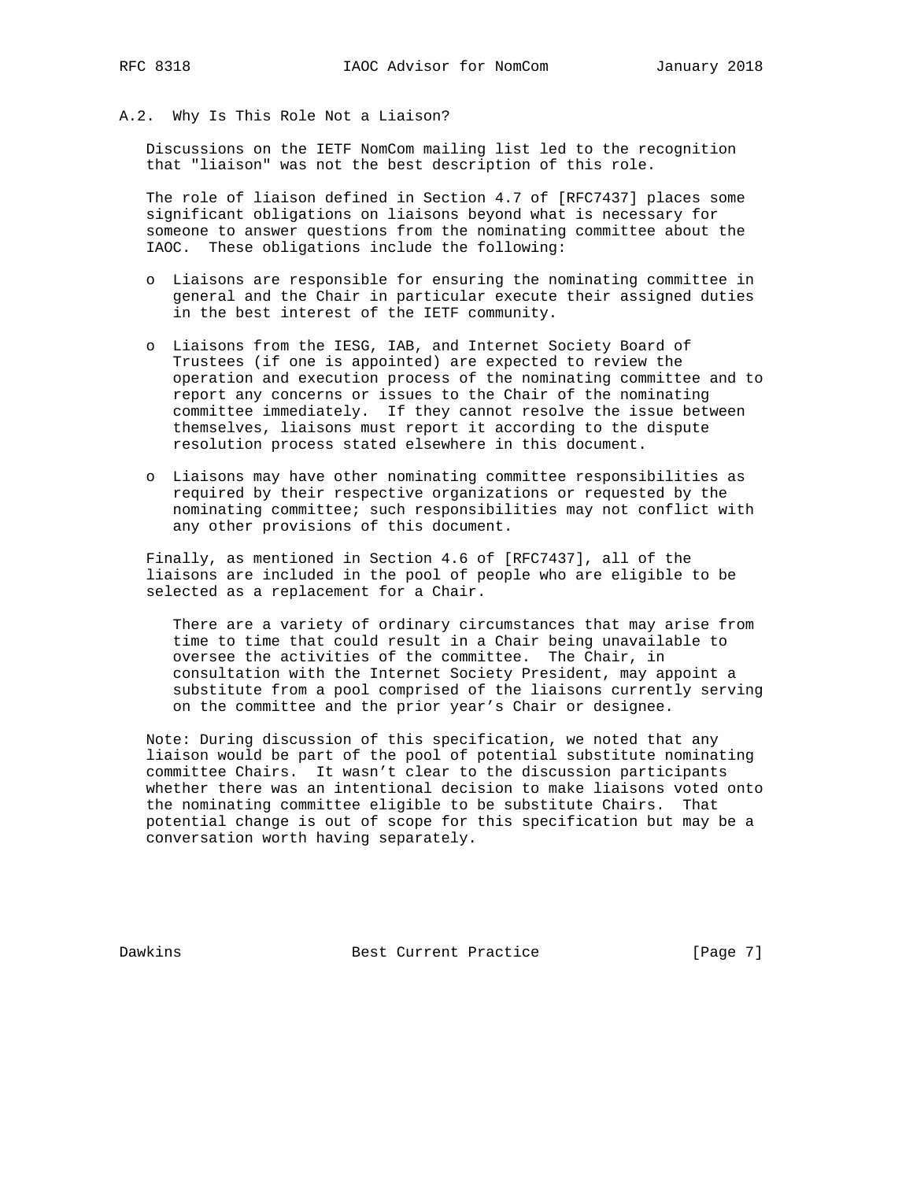### A.2. Why Is This Role Not a Liaison?

Discussions on the IETF NomCom mailing list led to the recognition that "liaison" was not the best description of this role.

The role of liaison defined in Section 4.7 of [RFC7437] places some significant obligations on liaisons beyond what is necessary for someone to answer questions from the nominating committee about the IAOC. These obligations include the following:

- Liaisons are responsible for ensuring the nominating committee in general and the Chair in particular execute their assigned duties in the best interest of the IETF community.
- Liaisons from the IESG, IAB, and Internet Society Board of Trustees (if one is appointed) are expected to review the operation and execution process of the nominating committee and to report any concerns or issues to the Chair of the nominating committee immediately. If they cannot resolve the issue between themselves, liaisons must report it according to the dispute resolution process stated elsewhere in this document.
- Liaisons may have other nominating committee responsibilities as required by their respective organizations or requested by the nominating committee; such responsibilities may not conflict with any other provisions of this document.

Finally, as mentioned in Section 4.6 of [RFC7437], all of the liaisons are included in the pool of people who are eligible to be selected as a replacement for a Chair.

> There are a variety of ordinary circumstances that may arise from time to time that could result in a Chair being unavailable to oversee the activities of the committee. The Chair, in consultation with the Internet Society President, may appoint a substitute from a pool comprised of the liaisons currently serving on the committee and the prior year's Chair or designee.

Note: During discussion of this specification, we noted that any liaison would be part of the pool of potential substitute nominating committee Chairs. It wasn't clear to the discussion participants whether there was an intentional decision to make liaisons voted onto the nominating committee eligible to be substitute Chairs. That potential change is out of scope for this specification but may be a conversation worth having separately.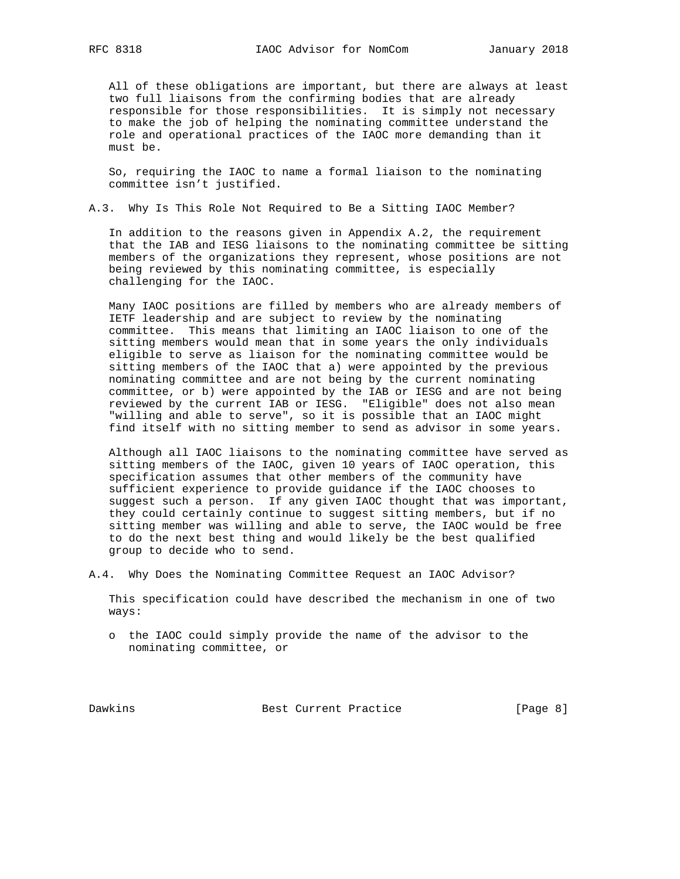All of these obligations are important, but there are always at least two full liaisons from the confirming bodies that are already responsible for those responsibilities. It is simply not necessary to make the job of helping the nominating committee understand the role and operational practices of the IAOC more demanding than it must be.

So, requiring the IAOC to name a formal liaison to the nominating committee isn't justified.

### A.3. Why Is This Role Not Required to Be a Sitting IAOC Member?

In addition to the reasons given in Appendix A.2, the requirement that the IAB and IESG liaisons to the nominating committee be sitting members of the organizations they represent, whose positions are not being reviewed by this nominating committee, is especially challenging for the IAOC.

Many IAOC positions are filled by members who are already members of IETF leadership and are subject to review by the nominating committee. This means that limiting an IAOC liaison to one of the sitting members would mean that in some years the only individuals eligible to serve as liaison for the nominating committee would be sitting members of the IAOC that a) were appointed by the previous nominating committee and are not being by the current nominating committee, or b) were appointed by the IAB or IESG and are not being reviewed by the current IAB or IESG. "Eligible" does not also mean "willing and able to serve", so it is possible that an IAOC might find itself with no sitting member to send as advisor in some years.

Although all IAOC liaisons to the nominating committee have served as sitting members of the IAOC, given 10 years of IAOC operation, this specification assumes that other members of the community have sufficient experience to provide guidance if the IAOC chooses to suggest such a person. If any given IAOC thought that was important, they could certainly continue to suggest sitting members, but if no sitting member was willing and able to serve, the IAOC would be free to do the next best thing and would likely be the best qualified group to decide who to send.

### A.4. Why Does the Nominating Committee Request an IAOC Advisor?

This specification could have described the mechanism in one of two ways:

- the IAOC could simply provide the name of the advisor to the nominating committee, or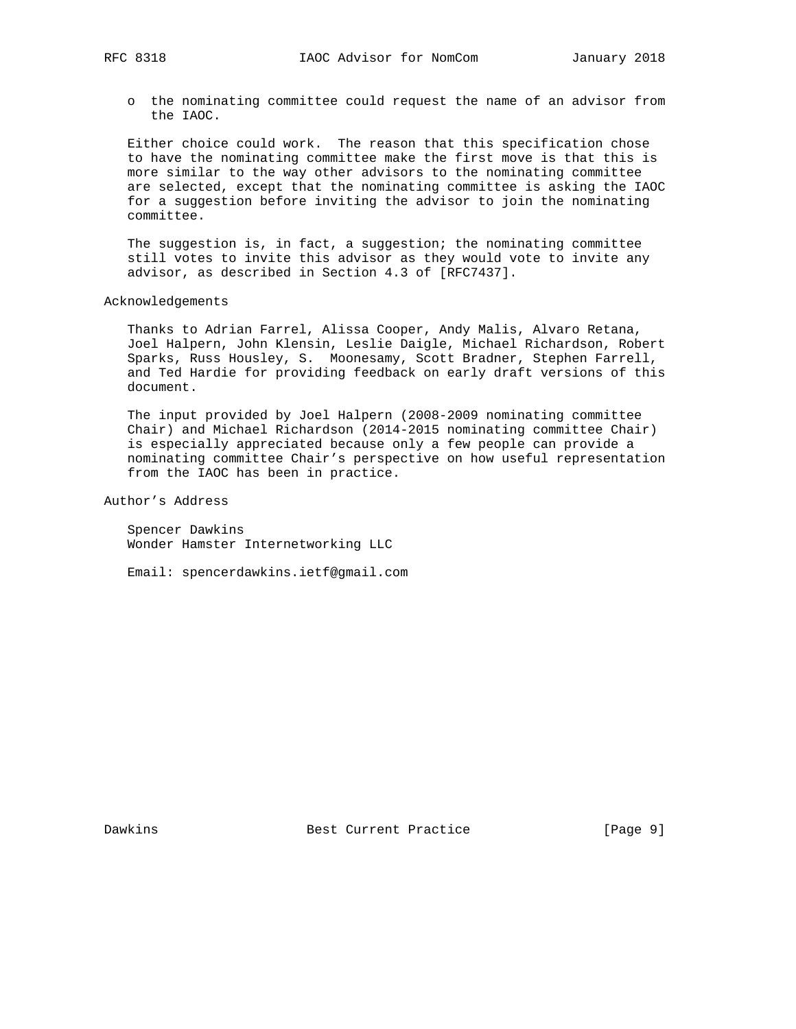- the nominating committee could request the name of an advisor from the IAOC.

Either choice could work. The reason that this specification chose to have the nominating committee make the first move is that this is more similar to the way other advisors to the nominating committee are selected, except that the nominating committee is asking the IAOC for a suggestion before inviting the advisor to join the nominating committee.

The suggestion is, in fact, a suggestion; the nominating committee still votes to invite this advisor as they would vote to invite any advisor, as described in Section 4.3 of [RFC7437].

## Acknowledgements

Thanks to Adrian Farrel, Alissa Cooper, Andy Malis, Alvaro Retana, Joel Halpern, John Klensin, Leslie Daigle, Michael Richardson, Robert Sparks, Russ Housley, S. Moonesamy, Scott Bradner, Stephen Farrell, and Ted Hardie for providing feedback on early draft versions of this document.

The input provided by Joel Halpern (2008-2009 nominating committee Chair) and Michael Richardson (2014-2015 nominating committee Chair) is especially appreciated because only a few people can provide a nominating committee Chair's perspective on how useful representation from the IAOC has been in practice.

## Author's Address

Spencer Dawkins
Wonder Hamster Internetworking LLC

Email: spencerdawkins.ietf@gmail.com